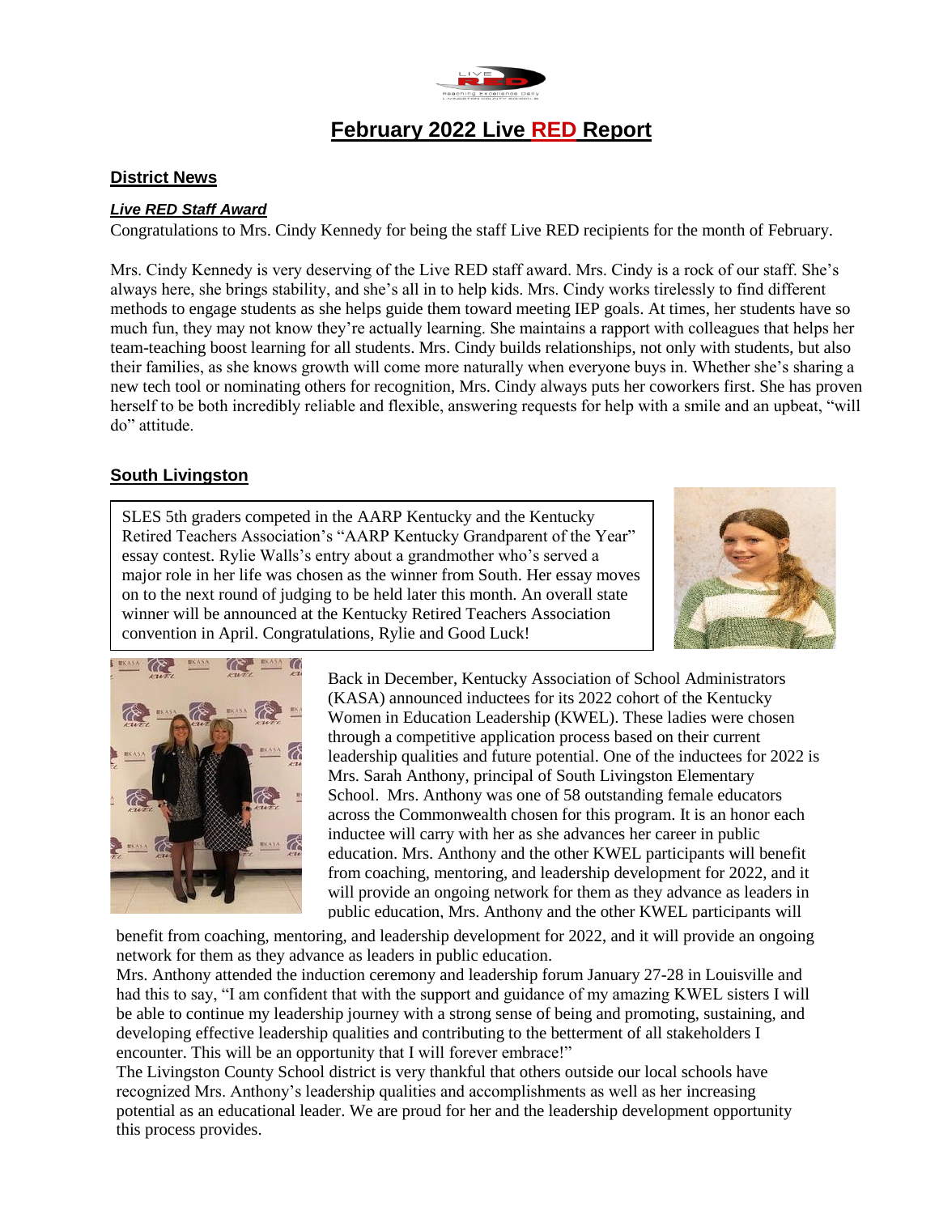# February 2022 Live RED Report

## District News

### *Live RED Staff Award*

Congratulations to Mrs. Cindy Kennedy for being the staff Live RED recipients for the month of February.

Mrs. Cindy Kennedy is very deserving of the Live RED staff award. Mrs. Cindy is a rock of our staff. She's always here, she brings stability, and she's all in to help kids. Mrs. Cindy works tirelessly to find different methods to engage students as she helps guide them toward meeting IEP goals. At times, her students have so much fun, they may not know they're actually learning. She maintains a rapport with colleagues that helps her team-teaching boost learning for all students. Mrs. Cindy builds relationships, not only with students, but also their families, as she knows growth will come more naturally when everyone buys in. Whether she's sharing a new tech tool or nominating others for recognition, Mrs. Cindy always puts her coworkers first. She has proven herself to be both incredibly reliable and flexible, answering requests for help with a smile and an upbeat, "will do" attitude.

## South Livingston

SLES 5th graders competed in the AARP Kentucky and the Kentucky Retired Teachers Association's "AARP Kentucky Grandparent of the Year" essay contest. Rylie Walls's entry about a grandmother who's served a major role in her life was chosen as the winner from South. Her essay moves on to the next round of judging to be held later this month. An overall state winner will be announced at the Kentucky Retired Teachers Association convention in April. Congratulations, Rylie and Good Luck!

Back in December, Kentucky Association of School Administrators (KASA) announced inductees for its 2022 cohort of the Kentucky Women in Education Leadership (KWEL). These ladies were chosen through a competitive application process based on their current leadership qualities and future potential. One of the inductees for 2022 is Mrs. Sarah Anthony, principal of South Livingston Elementary School. Mrs. Anthony was one of 58 outstanding female educators across the Commonwealth chosen for this program. It is an honor each inductee will carry with her as she advances her career in public education. Mrs. Anthony and the other KWEL participants will benefit from coaching, mentoring, and leadership development for 2022, and it will provide an ongoing network for them as they advance as leaders in public education. Mrs. Anthony and the other KWEL participants will benefit from coaching, mentoring, and leadership development for 2022, and it will provide an ongoing network for them as they advance as leaders in public education.

Mrs. Anthony attended the induction ceremony and leadership forum January 27-28 in Louisville and had this to say, "I am confident that with the support and guidance of my amazing KWEL sisters I will be able to continue my leadership journey with a strong sense of being and promoting, sustaining, and developing effective leadership qualities and contributing to the betterment of all stakeholders I encounter. This will be an opportunity that I will forever embrace!"

The Livingston County School district is very thankful that others outside our local schools have recognized Mrs. Anthony's leadership qualities and accomplishments as well as her increasing potential as an educational leader. We are proud for her and the leadership development opportunity this process provides.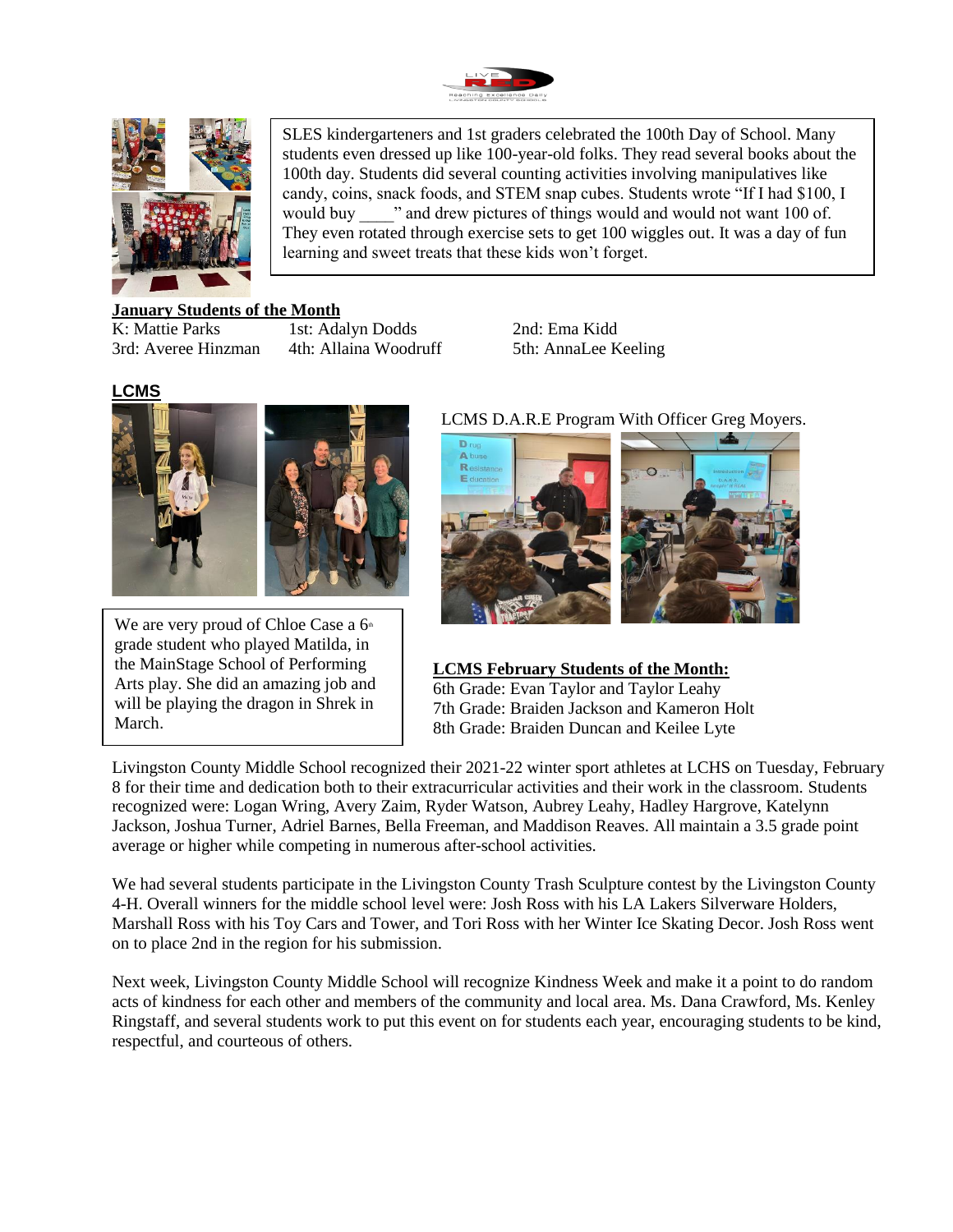SLES kindergarteners and 1st graders celebrated the 100th Day of School. Many students even dressed up like 100-year-old folks. They read several books about the 100th day. Students did several counting activities involving manipulatives like candy, coins, snack foods, and STEM snap cubes. Students wrote "If I had $100, I would buy ____" and drew pictures of things would and would not want 100 of. They even rotated through exercise sets to get 100 wiggles out. It was a day of fun learning and sweet treats that these kids won't forget.

**January Students of the Month**

K: Mattie Parks
1st: Adalyn Dodds
2nd: Ema Kidd
3rd: Averee Hinzman
4th: Allaina Woodruff
5th: AnnaLee Keeling

## LCMS

We are very proud of Chloe Case a 6th grade student who played Matilda, in the MainStage School of Performing Arts play. She did an amazing job and will be playing the dragon in Shrek in March.

LCMS D.A.R.E Program With Officer Greg Moyers.

**LCMS February Students of the Month:**

6th Grade: Evan Taylor and Taylor Leahy
7th Grade: Braiden Jackson and Kameron Holt
8th Grade: Braiden Duncan and Keilee Lyte

Livingston County Middle School recognized their 2021-22 winter sport athletes at LCHS on Tuesday, February 8 for their time and dedication both to their extracurricular activities and their work in the classroom. Students recognized were: Logan Wring, Avery Zaim, Ryder Watson, Aubrey Leahy, Hadley Hargrove, Katelynn Jackson, Joshua Turner, Adriel Barnes, Bella Freeman, and Maddison Reaves. All maintain a 3.5 grade point average or higher while competing in numerous after-school activities.

We had several students participate in the Livingston County Trash Sculpture contest by the Livingston County 4-H. Overall winners for the middle school level were: Josh Ross with his LA Lakers Silverware Holders, Marshall Ross with his Toy Cars and Tower, and Tori Ross with her Winter Ice Skating Decor. Josh Ross went on to place 2nd in the region for his submission.

Next week, Livingston County Middle School will recognize Kindness Week and make it a point to do random acts of kindness for each other and members of the community and local area. Ms. Dana Crawford, Ms. Kenley Ringstaff, and several students work to put this event on for students each year, encouraging students to be kind, respectful, and courteous of others.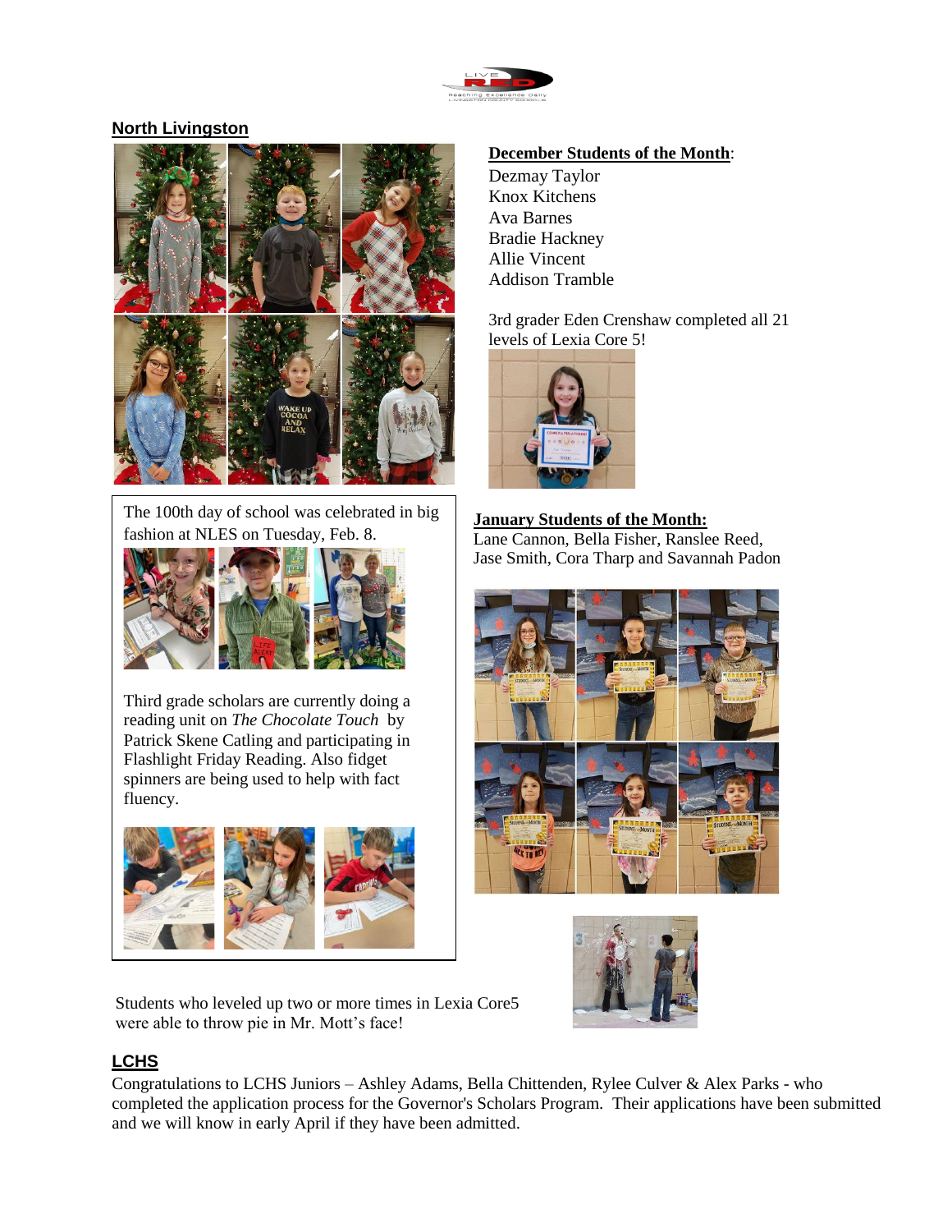## North Livingston

**December Students of the Month**:

Dezmay Taylor
Knox Kitchens
Ava Barnes
Bradie Hackney
Allie Vincent
Addison Tramble

3rd grader Eden Crenshaw completed all 21 levels of Lexia Core 5!

The 100th day of school was celebrated in big fashion at NLES on Tuesday, Feb. 8.

Third grade scholars are currently doing a reading unit on *The Chocolate Touch* by Patrick Skene Catling and participating in Flashlight Friday Reading. Also fidget spinners are being used to help with fact fluency.

**January Students of the Month:**
Lane Cannon, Bella Fisher, Ranslee Reed, Jase Smith, Cora Tharp and Savannah Padon

Students who leveled up two or more times in Lexia Core5 were able to throw pie in Mr. Mott's face!

## LCHS

Congratulations to LCHS Juniors – Ashley Adams, Bella Chittenden, Rylee Culver & Alex Parks - who completed the application process for the Governor's Scholars Program. Their applications have been submitted and we will know in early April if they have been admitted.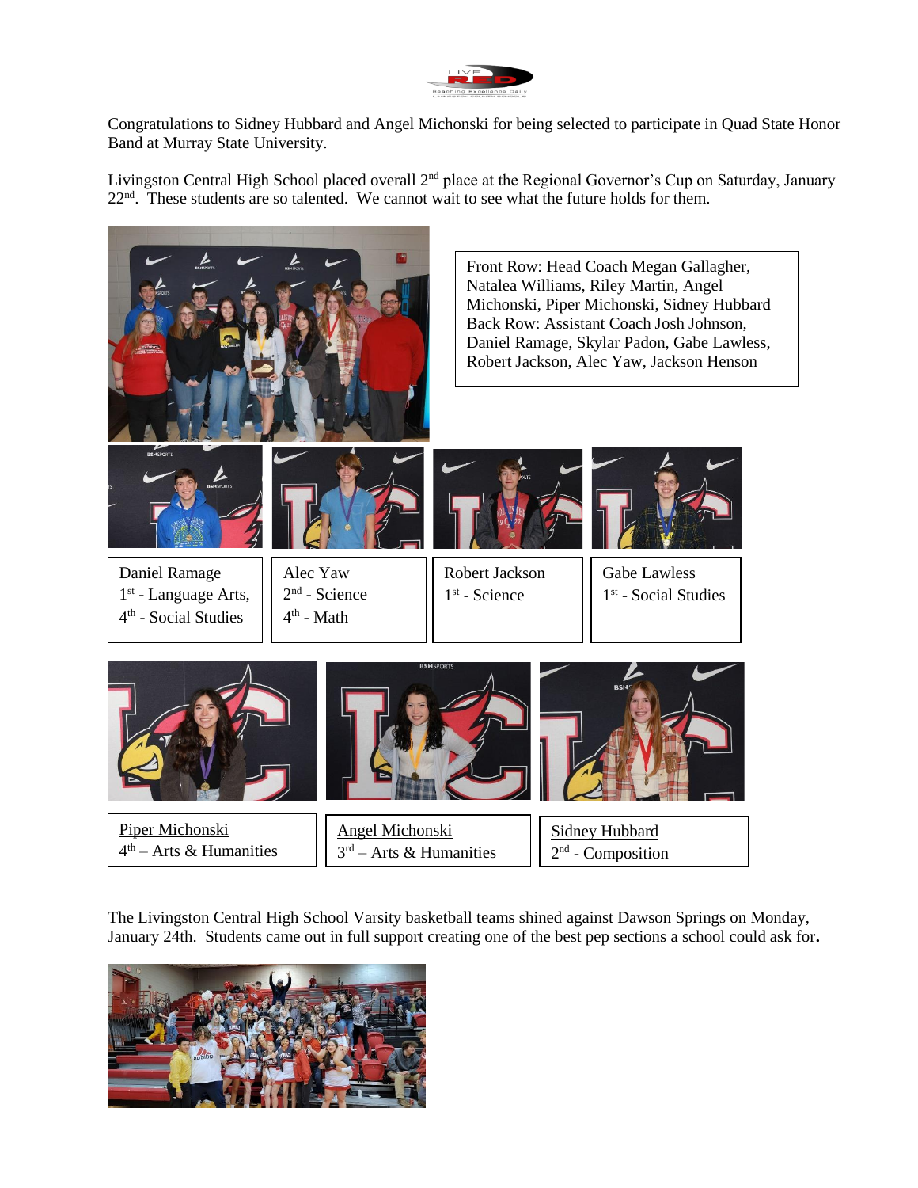Congratulations to Sidney Hubbard and Angel Michonski for being selected to participate in Quad State Honor Band at Murray State University.

Livingston Central High School placed overall 2nd place at the Regional Governor's Cup on Saturday, January 22nd. These students are so talented. We cannot wait to see what the future holds for them.

Front Row: Head Coach Megan Gallagher, Natalea Williams, Riley Martin, Angel Michonski, Piper Michonski, Sidney Hubbard
Back Row: Assistant Coach Josh Johnson, Daniel Ramage, Skylar Padon, Gabe Lawless, Robert Jackson, Alec Yaw, Jackson Henson

Daniel Ramage
1st - Language Arts,
4th - Social Studies

Alec Yaw
2nd - Science
4th - Math

Robert Jackson
1st - Science

Gabe Lawless
1st - Social Studies

Piper Michonski
4th – Arts & Humanities

Angel Michonski
3rd – Arts & Humanities

Sidney Hubbard
2nd - Composition

The Livingston Central High School Varsity basketball teams shined against Dawson Springs on Monday, January 24th. Students came out in full support creating one of the best pep sections a school could ask for**.**